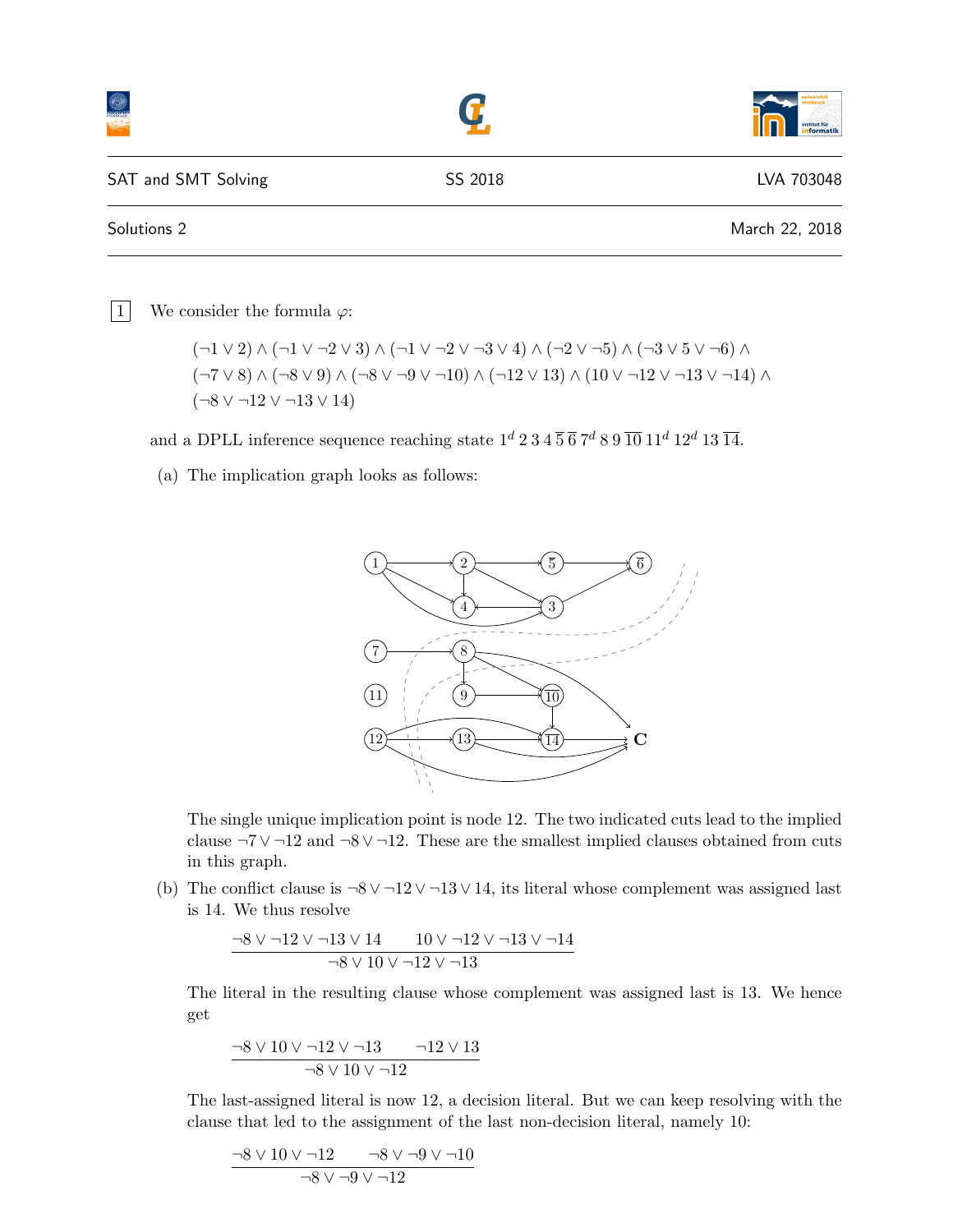SAT and SMT Solving — SS 2018 — LVA 703048

Solutions 2 — March 22, 2018

**1** We consider the formula $\varphi$:

$$(\neg 1 \vee 2) \wedge (\neg 1 \vee \neg 2 \vee 3) \wedge (\neg 1 \vee \neg 2 \vee \neg 3 \vee 4) \wedge (\neg 2 \vee \neg 5) \wedge (\neg 3 \vee 5 \vee \neg 6) \wedge$$
$$(\neg 7 \vee 8) \wedge (\neg 8 \vee 9) \wedge (\neg 8 \vee \neg 9 \vee \neg 10) \wedge (\neg 12 \vee 13) \wedge (10 \vee \neg 12 \vee \neg 13 \vee \neg 14) \wedge$$
$$(\neg 8 \vee \neg 12 \vee \neg 13 \vee 14)$$

and a DPLL inference sequence reaching state $1^d\ 2\ 3\ 4\ \overline{5}\ \overline{6}\ 7^d\ 8\ 9\ \overline{10}\ 11^d\ 12^d\ 13\ \overline{14}$.

(a) The implication graph looks as follows:

The single unique implication point is node 12. The two indicated cuts lead to the implied clause $\neg 7 \vee \neg 12$ and $\neg 8 \vee \neg 12$. These are the smallest implied clauses obtained from cuts in this graph.

(b) The conflict clause is $\neg 8 \vee \neg 12 \vee \neg 13 \vee 14$, its literal whose complement was assigned last is 14. We thus resolve

$$\frac{\neg 8 \vee \neg 12 \vee \neg 13 \vee 14 \qquad 10 \vee \neg 12 \vee \neg 13 \vee \neg 14}{\neg 8 \vee 10 \vee \neg 12 \vee \neg 13}$$

The literal in the resulting clause whose complement was assigned last is 13. We hence get

$$\frac{\neg 8 \vee 10 \vee \neg 12 \vee \neg 13 \qquad \neg 12 \vee 13}{\neg 8 \vee 10 \vee \neg 12}$$

The last-assigned literal is now 12, a decision literal. But we can keep resolving with the clause that led to the assignment of the last non-decision literal, namely 10:

$$\frac{\neg 8 \vee 10 \vee \neg 12 \qquad \neg 8 \vee \neg 9 \vee \neg 10}{\neg 8 \vee \neg 9 \vee \neg 12}$$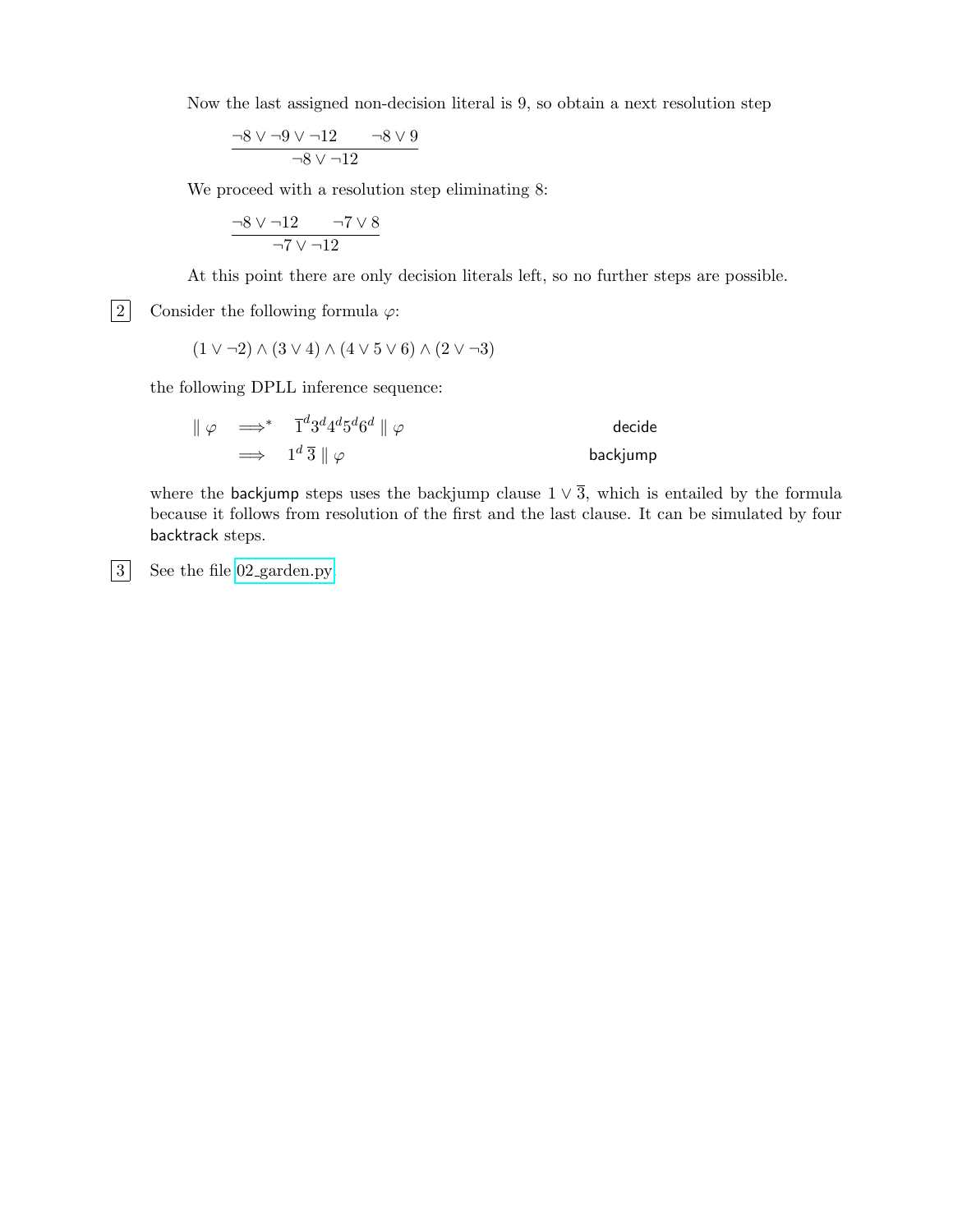Now the last assigned non-decision literal is 9, so obtain a next resolution step

$$\frac{\neg 8 \vee \neg 9 \vee \neg 12 \qquad \neg 8 \vee 9}{\neg 8 \vee \neg 12}$$

We proceed with a resolution step eliminating 8:

$$\frac{\neg 8 \vee \neg 12 \qquad \neg 7 \vee 8}{\neg 7 \vee \neg 12}$$

At this point there are only decision literals left, so no further steps are possible.

2 Consider the following formula $\varphi$:

$$(1 \vee \neg 2) \wedge (3 \vee 4) \wedge (4 \vee 5 \vee 6) \wedge (2 \vee \neg 3)$$

the following DPLL inference sequence:

$$\begin{aligned} \parallel \varphi \quad &\Longrightarrow^* \quad \overline{1}^d 3^d 4^d 5^d 6^d \parallel \varphi && \textsf{decide} \\ &\Longrightarrow \quad 1^d \, \overline{3} \parallel \varphi && \textsf{backjump} \end{aligned}$$

where the backjump steps uses the backjump clause $1 \vee \overline{3}$, which is entailed by the formula because it follows from resolution of the first and the last clause. It can be simulated by four backtrack steps.

3 See the file 02_garden.py.